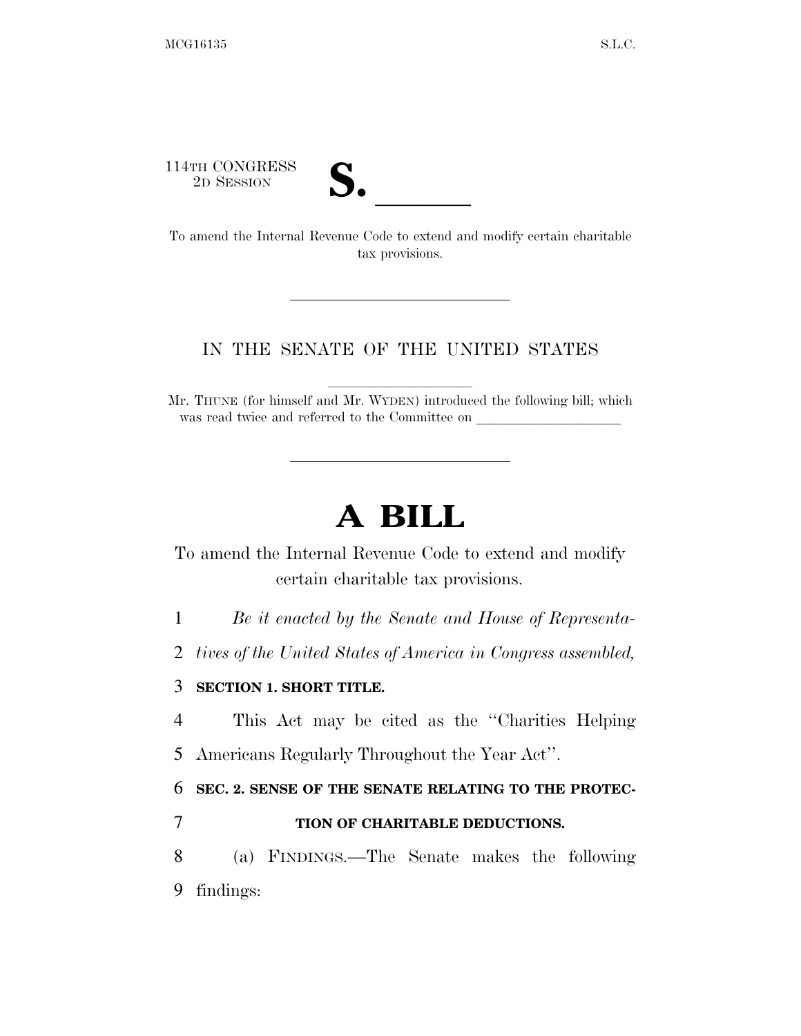114TH CONGRESS
2D SESSION

**S. \_\_\_\_\_\_**

To amend the Internal Revenue Code to extend and modify certain charitable tax provisions.

---

IN THE SENATE OF THE UNITED STATES

Mr. THUNE (for himself and Mr. WYDEN) introduced the following bill; which was read twice and referred to the Committee on \_\_\_\_\_\_\_\_\_\_\_\_\_\_\_\_\_\_\_\_

---

# A BILL

To amend the Internal Revenue Code to extend and modify certain charitable tax provisions.

1 *Be it enacted by the Senate and House of Representa-*
2 *tives of the United States of America in Congress assembled,*

3 **SECTION 1. SHORT TITLE.**

4 This Act may be cited as the "Charities Helping
5 Americans Regularly Throughout the Year Act".

6 **SEC. 2. SENSE OF THE SENATE RELATING TO THE PROTEC-**
7 **TION OF CHARITABLE DEDUCTIONS.**

8 (a) FINDINGS.—The Senate makes the following
9 findings: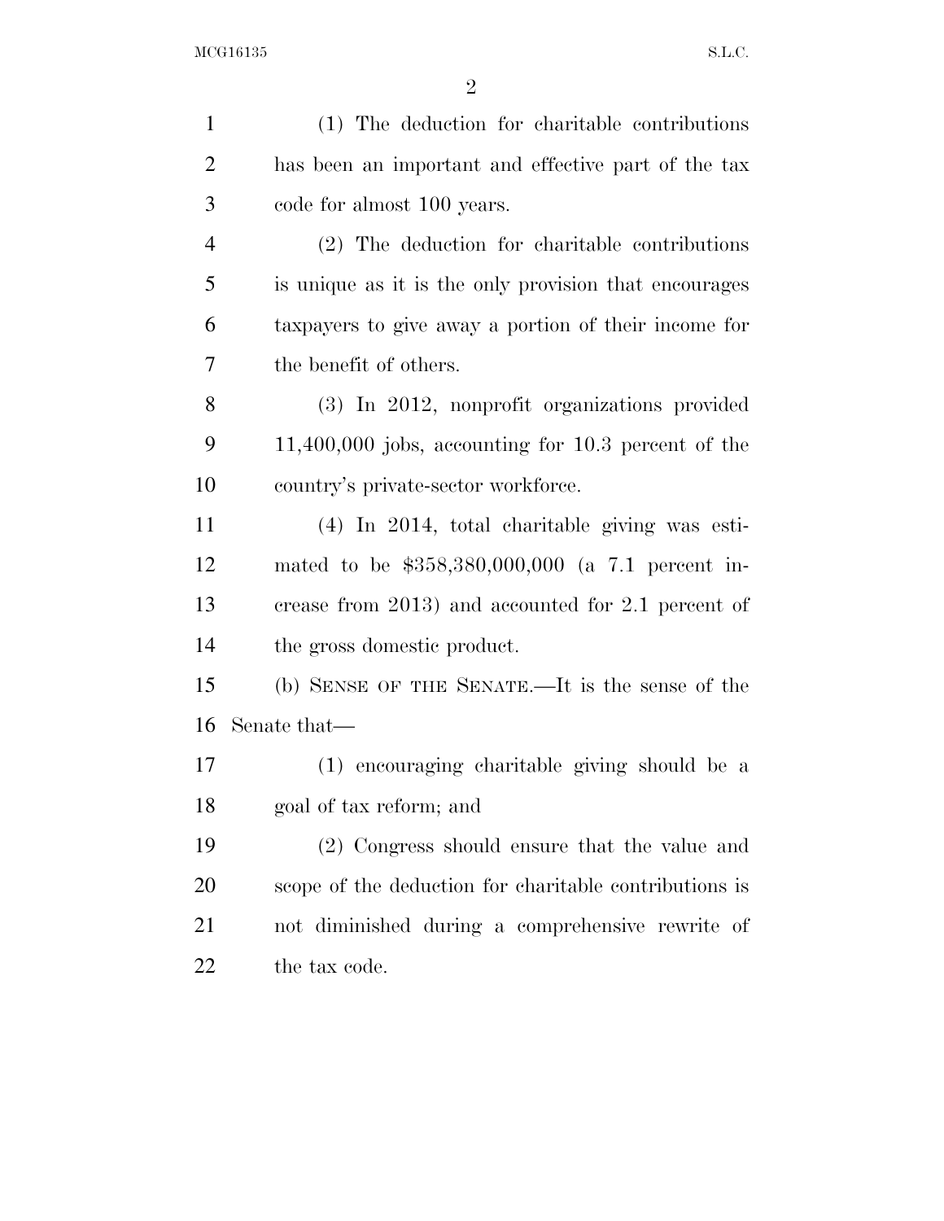(1) The deduction for charitable contributions has been an important and effective part of the tax code for almost 100 years.

(2) The deduction for charitable contributions is unique as it is the only provision that encourages taxpayers to give away a portion of their income for the benefit of others.

(3) In 2012, nonprofit organizations provided 11,400,000 jobs, accounting for 10.3 percent of the country's private-sector workforce.

(4) In 2014, total charitable giving was estimated to be $358,380,000,000 (a 7.1 percent increase from 2013) and accounted for 2.1 percent of the gross domestic product.

(b) SENSE OF THE SENATE.—It is the sense of the Senate that—

(1) encouraging charitable giving should be a goal of tax reform; and

(2) Congress should ensure that the value and scope of the deduction for charitable contributions is not diminished during a comprehensive rewrite of the tax code.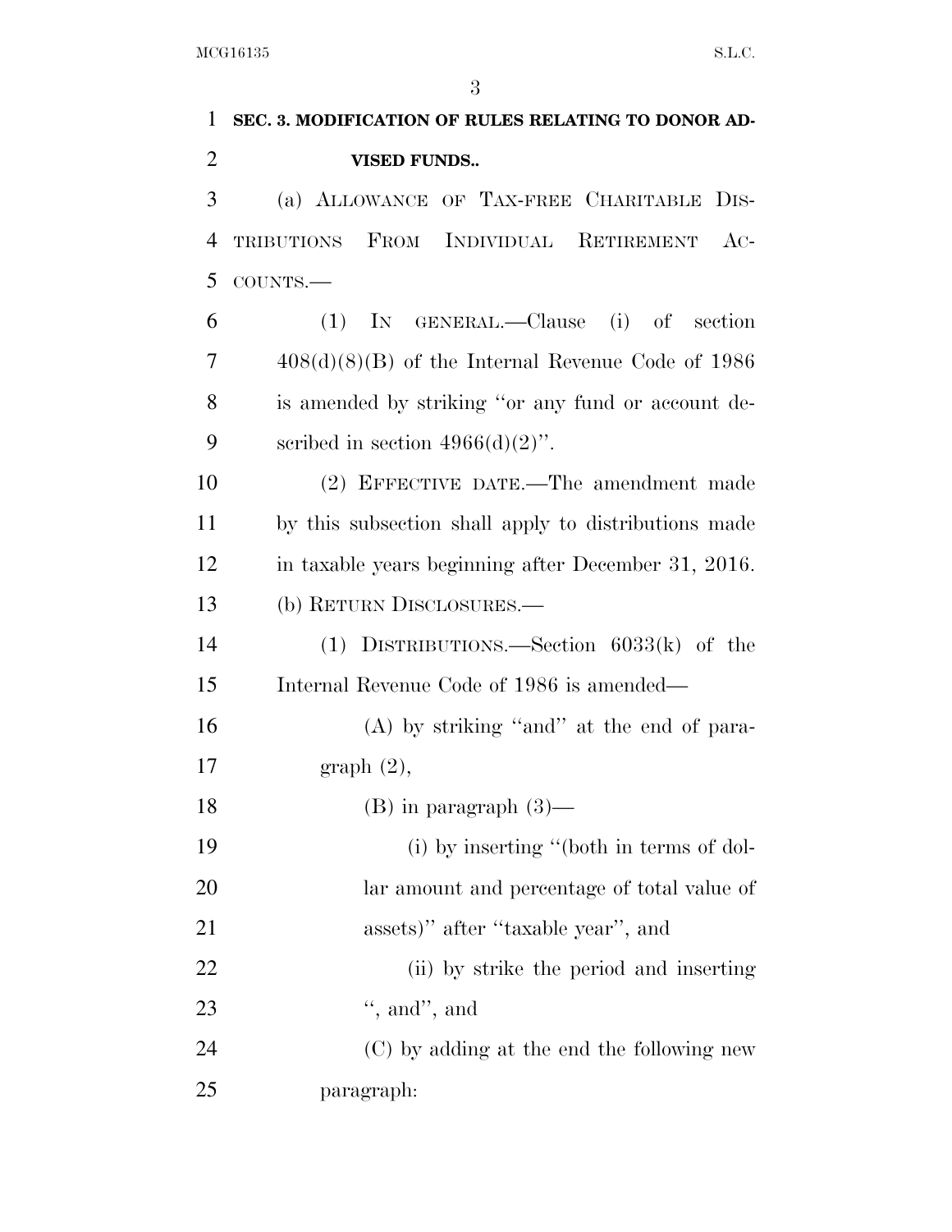**SEC. 3. MODIFICATION OF RULES RELATING TO DONOR ADVISED FUNDS..**

(a) ALLOWANCE OF TAX-FREE CHARITABLE DISTRIBUTIONS FROM INDIVIDUAL RETIREMENT ACCOUNTS.—

(1) IN GENERAL.—Clause (i) of section 408(d)(8)(B) of the Internal Revenue Code of 1986 is amended by striking ''or any fund or account described in section 4966(d)(2)''.

(2) EFFECTIVE DATE.—The amendment made by this subsection shall apply to distributions made in taxable years beginning after December 31, 2016.

(b) RETURN DISCLOSURES.—

(1) DISTRIBUTIONS.—Section 6033(k) of the Internal Revenue Code of 1986 is amended—

(A) by striking ''and'' at the end of paragraph (2),

(B) in paragraph (3)—

(i) by inserting ''(both in terms of dollar amount and percentage of total value of assets)'' after ''taxable year'', and

(ii) by strike the period and inserting '', and'', and

(C) by adding at the end the following new paragraph: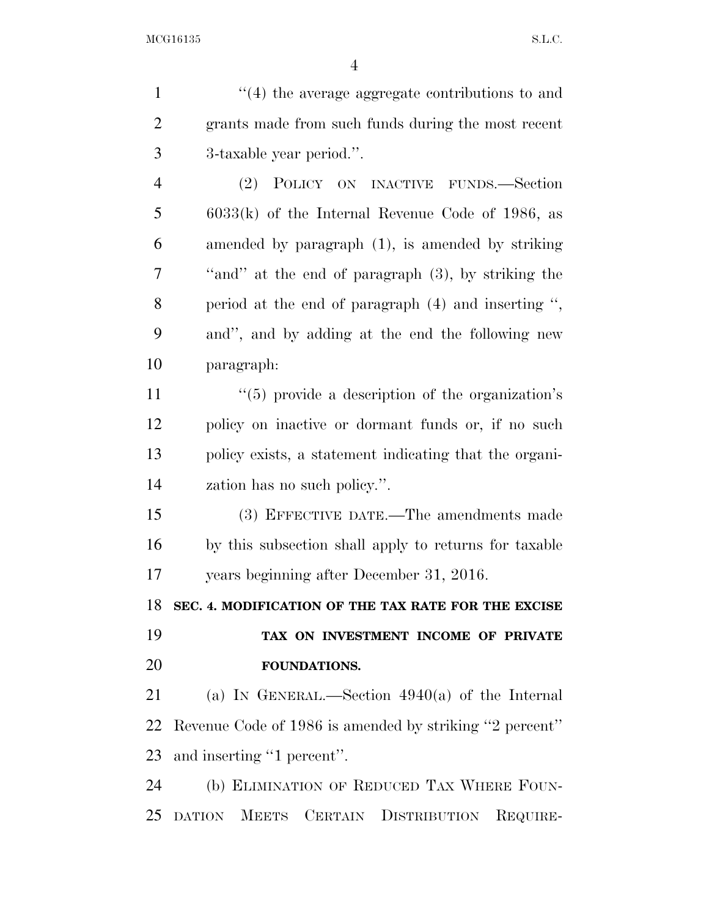"(4) the average aggregate contributions to and grants made from such funds during the most recent 3-taxable year period.".

(2) POLICY ON INACTIVE FUNDS.—Section 6033(k) of the Internal Revenue Code of 1986, as amended by paragraph (1), is amended by striking "and" at the end of paragraph (3), by striking the period at the end of paragraph (4) and inserting ", and", and by adding at the end the following new paragraph:

"(5) provide a description of the organization's policy on inactive or dormant funds or, if no such policy exists, a statement indicating that the organization has no such policy.".

(3) EFFECTIVE DATE.—The amendments made by this subsection shall apply to returns for taxable years beginning after December 31, 2016.

**SEC. 4. MODIFICATION OF THE TAX RATE FOR THE EXCISE TAX ON INVESTMENT INCOME OF PRIVATE FOUNDATIONS.**

(a) IN GENERAL.—Section 4940(a) of the Internal Revenue Code of 1986 is amended by striking "2 percent" and inserting "1 percent".

(b) ELIMINATION OF REDUCED TAX WHERE FOUNDATION MEETS CERTAIN DISTRIBUTION REQUIRE-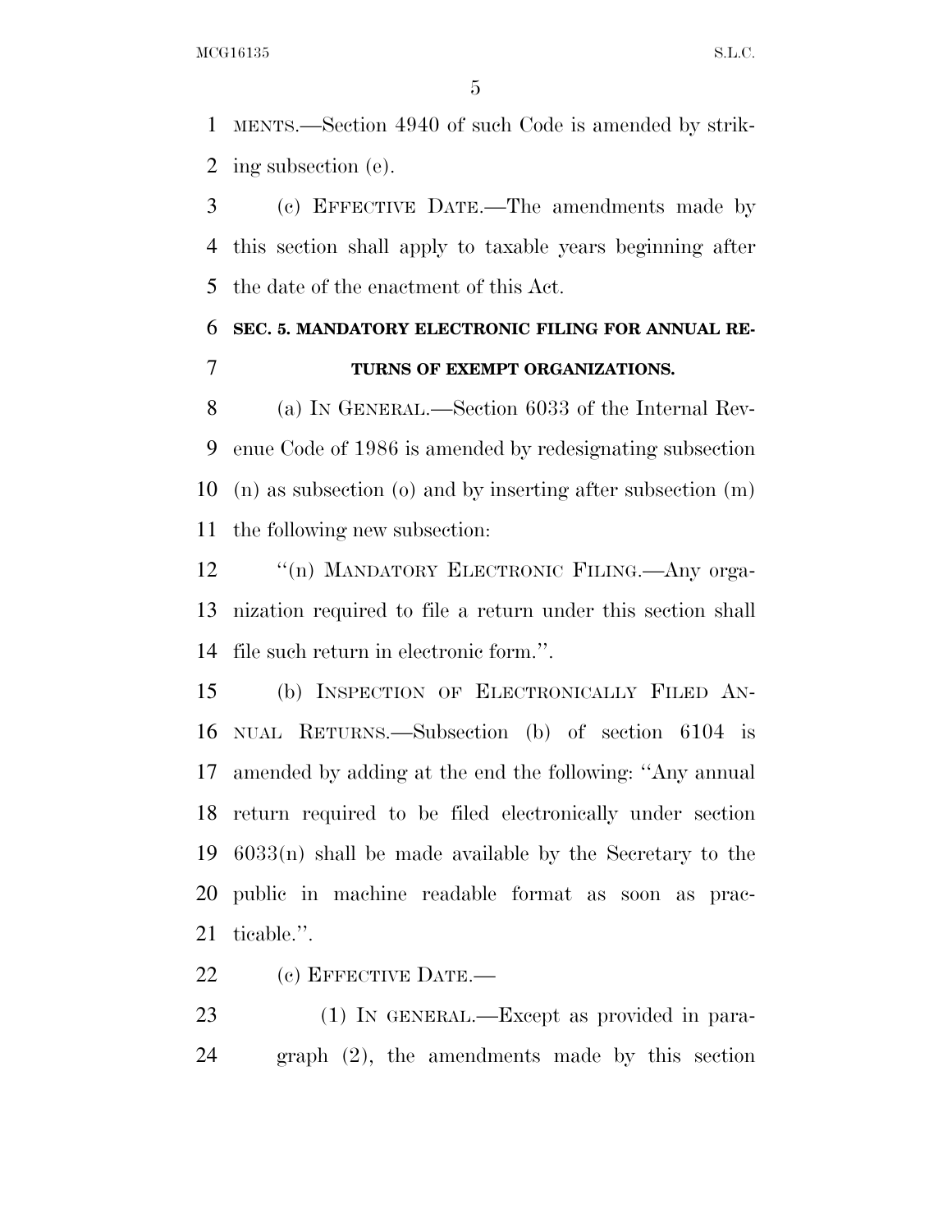MENTS.—Section 4940 of such Code is amended by striking subsection (e).

(c) EFFECTIVE DATE.—The amendments made by this section shall apply to taxable years beginning after the date of the enactment of this Act.

**SEC. 5. MANDATORY ELECTRONIC FILING FOR ANNUAL RETURNS OF EXEMPT ORGANIZATIONS.**

(a) IN GENERAL.—Section 6033 of the Internal Revenue Code of 1986 is amended by redesignating subsection (n) as subsection (o) and by inserting after subsection (m) the following new subsection:

"(n) MANDATORY ELECTRONIC FILING.—Any organization required to file a return under this section shall file such return in electronic form.".

(b) INSPECTION OF ELECTRONICALLY FILED ANNUAL RETURNS.—Subsection (b) of section 6104 is amended by adding at the end the following: "Any annual return required to be filed electronically under section 6033(n) shall be made available by the Secretary to the public in machine readable format as soon as practicable.".

(c) EFFECTIVE DATE.—

(1) IN GENERAL.—Except as provided in paragraph (2), the amendments made by this section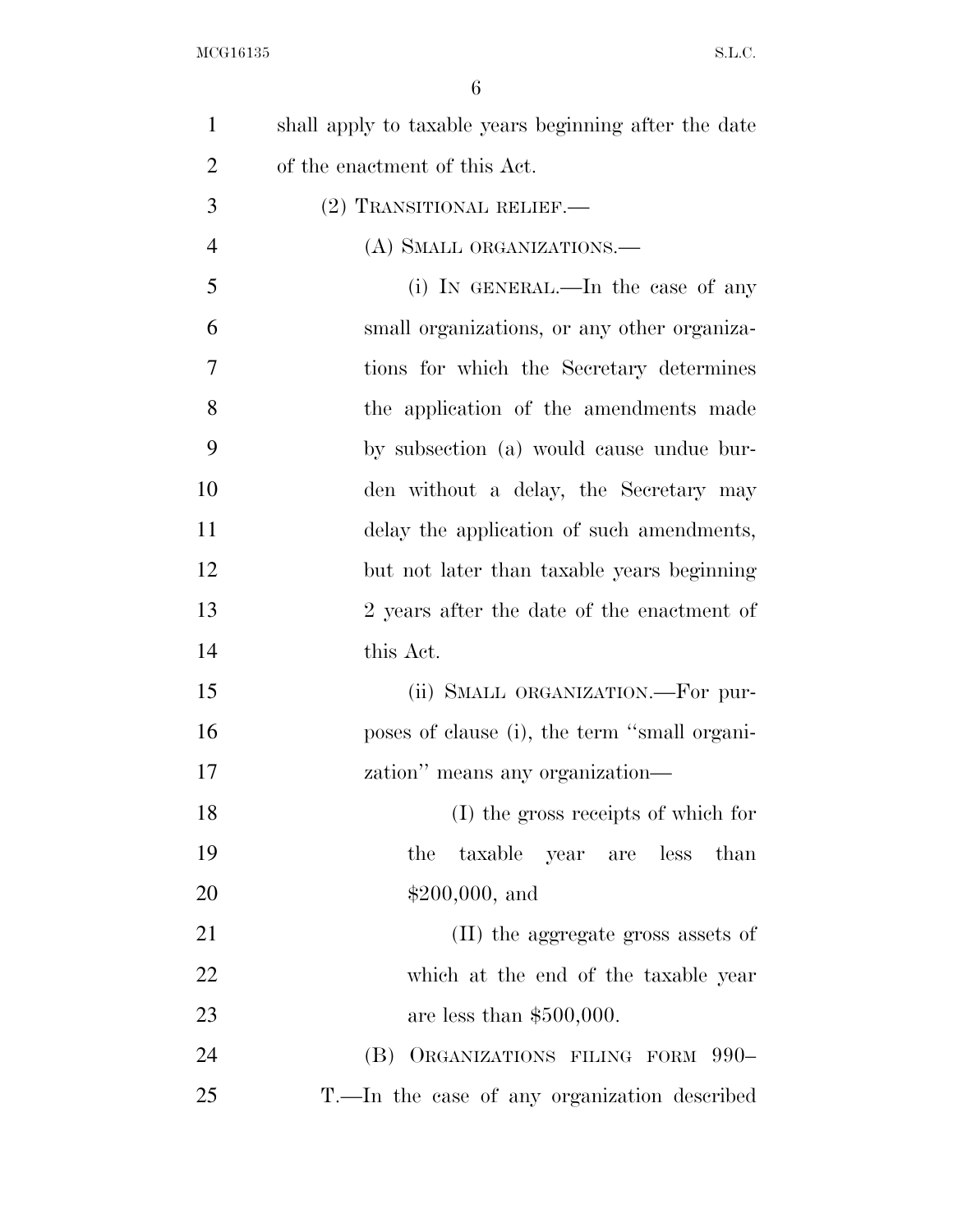shall apply to taxable years beginning after the date of the enactment of this Act.

(2) TRANSITIONAL RELIEF.—

(A) SMALL ORGANIZATIONS.—

(i) IN GENERAL.—In the case of any small organizations, or any other organizations for which the Secretary determines the application of the amendments made by subsection (a) would cause undue burden without a delay, the Secretary may delay the application of such amendments, but not later than taxable years beginning 2 years after the date of the enactment of this Act.

(ii) SMALL ORGANIZATION.—For purposes of clause (i), the term "small organization" means any organization—

(I) the gross receipts of which for the taxable year are less than $200,000, and

(II) the aggregate gross assets of which at the end of the taxable year are less than $500,000.

(B) ORGANIZATIONS FILING FORM 990–T.—In the case of any organization described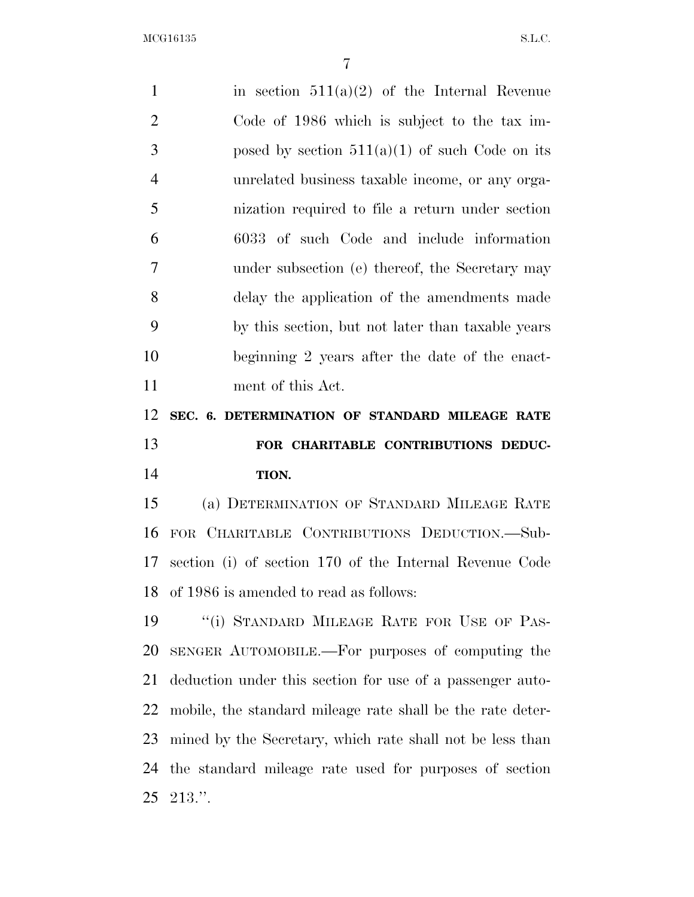in section 511(a)(2) of the Internal Revenue Code of 1986 which is subject to the tax imposed by section 511(a)(1) of such Code on its unrelated business taxable income, or any organization required to file a return under section 6033 of such Code and include information under subsection (e) thereof, the Secretary may delay the application of the amendments made by this section, but not later than taxable years beginning 2 years after the date of the enactment of this Act.

**SEC. 6. DETERMINATION OF STANDARD MILEAGE RATE FOR CHARITABLE CONTRIBUTIONS DEDUCTION.**

(a) DETERMINATION OF STANDARD MILEAGE RATE FOR CHARITABLE CONTRIBUTIONS DEDUCTION.—Subsection (i) of section 170 of the Internal Revenue Code of 1986 is amended to read as follows:

"(i) STANDARD MILEAGE RATE FOR USE OF PASSENGER AUTOMOBILE.—For purposes of computing the deduction under this section for use of a passenger automobile, the standard mileage rate shall be the rate determined by the Secretary, which rate shall not be less than the standard mileage rate used for purposes of section 213.".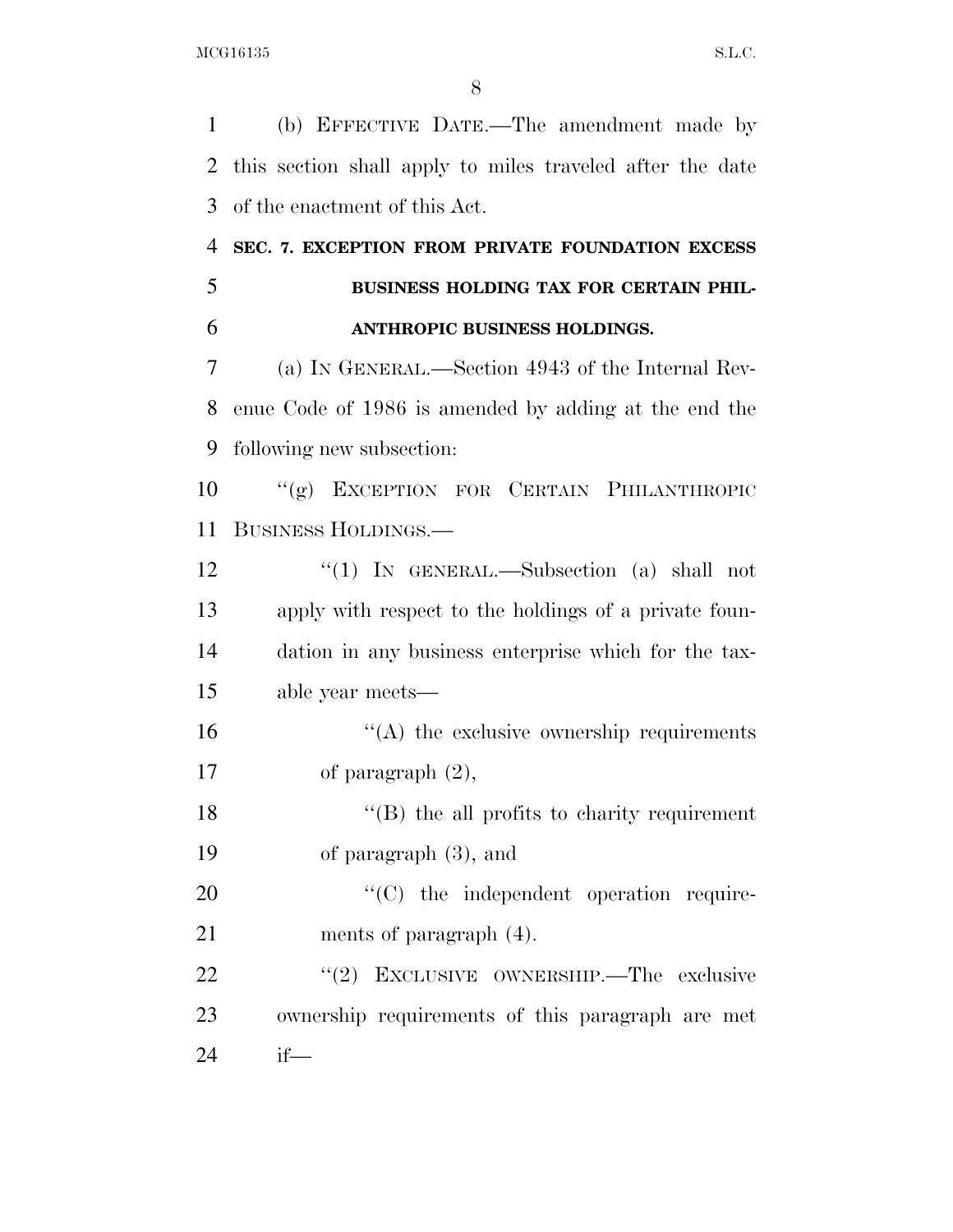(b) EFFECTIVE DATE.—The amendment made by this section shall apply to miles traveled after the date of the enactment of this Act.

**SEC. 7. EXCEPTION FROM PRIVATE FOUNDATION EXCESS BUSINESS HOLDING TAX FOR CERTAIN PHILANTHROPIC BUSINESS HOLDINGS.**

(a) IN GENERAL.—Section 4943 of the Internal Revenue Code of 1986 is amended by adding at the end the following new subsection:

"(g) EXCEPTION FOR CERTAIN PHILANTHROPIC BUSINESS HOLDINGS.—

"(1) IN GENERAL.—Subsection (a) shall not apply with respect to the holdings of a private foundation in any business enterprise which for the taxable year meets—

"(A) the exclusive ownership requirements of paragraph (2),

"(B) the all profits to charity requirement of paragraph (3), and

"(C) the independent operation requirements of paragraph (4).

"(2) EXCLUSIVE OWNERSHIP.—The exclusive ownership requirements of this paragraph are met if—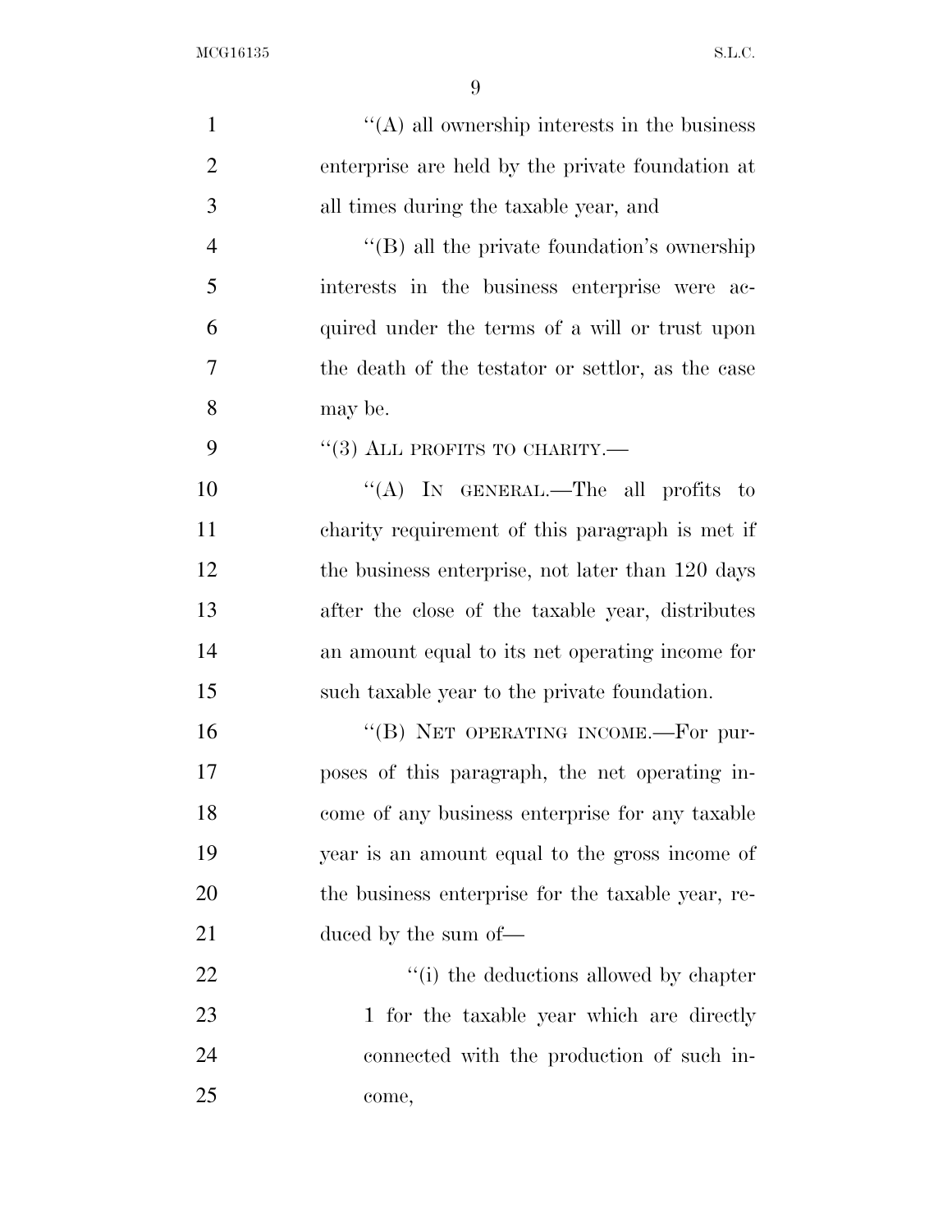''(A) all ownership interests in the business enterprise are held by the private foundation at all times during the taxable year, and

''(B) all the private foundation's ownership interests in the business enterprise were acquired under the terms of a will or trust upon the death of the testator or settlor, as the case may be.

''(3) ALL PROFITS TO CHARITY.—

''(A) IN GENERAL.—The all profits to charity requirement of this paragraph is met if the business enterprise, not later than 120 days after the close of the taxable year, distributes an amount equal to its net operating income for such taxable year to the private foundation.

''(B) NET OPERATING INCOME.—For purposes of this paragraph, the net operating income of any business enterprise for any taxable year is an amount equal to the gross income of the business enterprise for the taxable year, reduced by the sum of—

''(i) the deductions allowed by chapter 1 for the taxable year which are directly connected with the production of such income,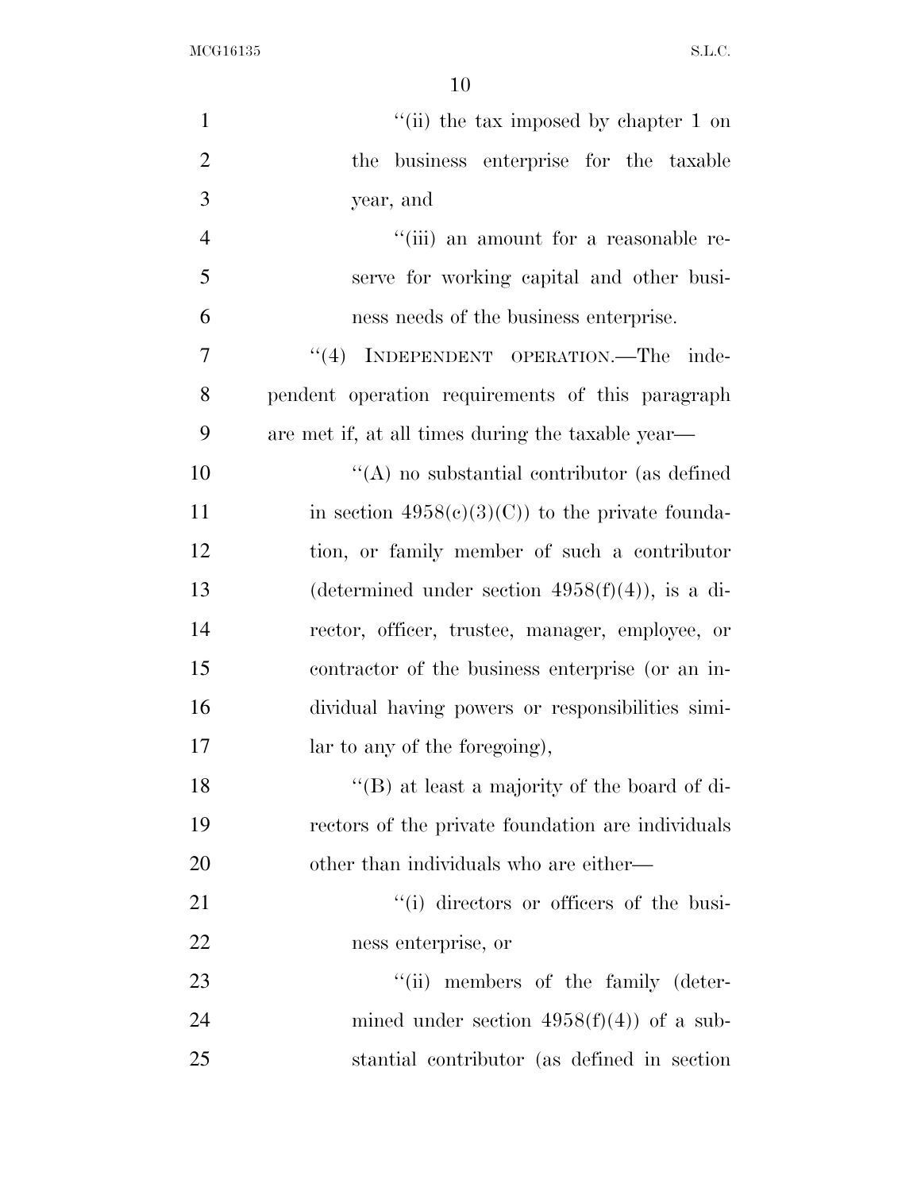"(ii) the tax imposed by chapter 1 on the business enterprise for the taxable year, and

"(iii) an amount for a reasonable reserve for working capital and other business needs of the business enterprise.

"(4) INDEPENDENT OPERATION.—The independent operation requirements of this paragraph are met if, at all times during the taxable year—

"(A) no substantial contributor (as defined in section 4958(c)(3)(C)) to the private foundation, or family member of such a contributor (determined under section 4958(f)(4)), is a director, officer, trustee, manager, employee, or contractor of the business enterprise (or an individual having powers or responsibilities similar to any of the foregoing),

"(B) at least a majority of the board of directors of the private foundation are individuals other than individuals who are either—

"(i) directors or officers of the business enterprise, or

"(ii) members of the family (determined under section 4958(f)(4)) of a substantial contributor (as defined in section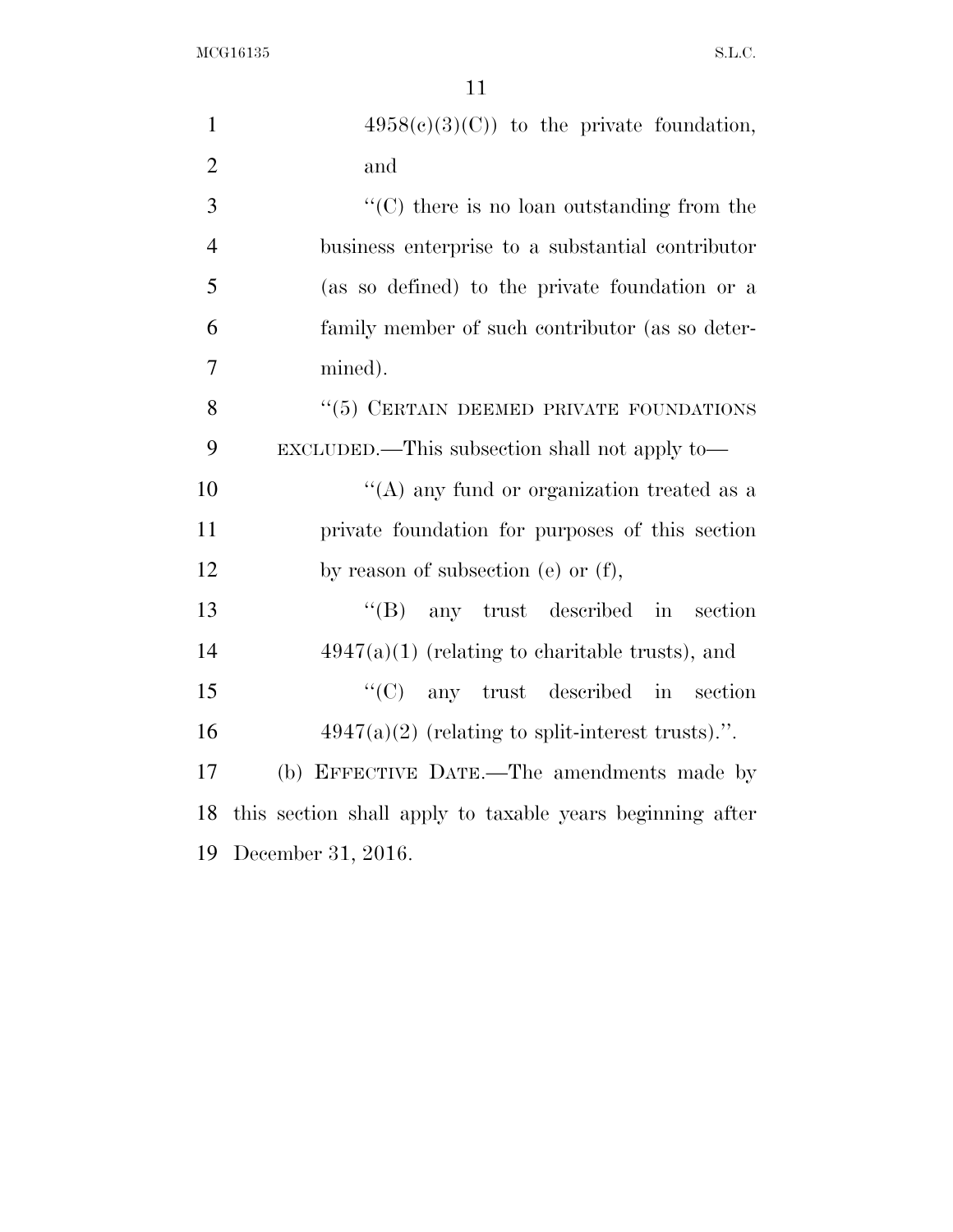4958(c)(3)(C)) to the private foundation, and

''(C) there is no loan outstanding from the business enterprise to a substantial contributor (as so defined) to the private foundation or a family member of such contributor (as so determined).

''(5) CERTAIN DEEMED PRIVATE FOUNDATIONS EXCLUDED.—This subsection shall not apply to—

''(A) any fund or organization treated as a private foundation for purposes of this section by reason of subsection (e) or (f),

''(B) any trust described in section 4947(a)(1) (relating to charitable trusts), and

''(C) any trust described in section 4947(a)(2) (relating to split-interest trusts).''.

(b) EFFECTIVE DATE.—The amendments made by this section shall apply to taxable years beginning after December 31, 2016.